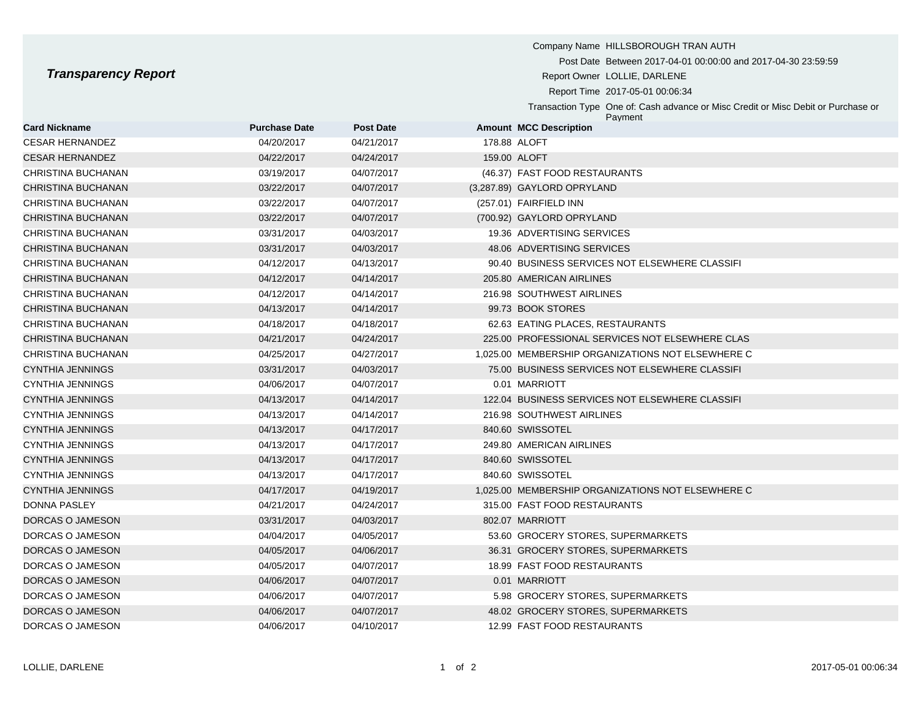# *Transparency Report*

Company Name HILLSBOROUGH TRAN AUTH

Post Date Between 2017-04-01 00:00:00 and 2017-04-30 23:59:59

Report Owner LOLLIE, DARLENE

Report Time 2017-05-01 00:06:34

Transaction Type One of: Cash advance or Misc Credit or Misc Debit or Purchase or Payment

| Card Nickname | Purchase Date | Post Date | Amount | MCC Description |
|---|---|---|---|---|
| CESAR HERNANDEZ | 04/20/2017 | 04/21/2017 | 178.88 | ALOFT |
| CESAR HERNANDEZ | 04/22/2017 | 04/24/2017 | 159.00 | ALOFT |
| CHRISTINA BUCHANAN | 03/19/2017 | 04/07/2017 | (46.37) | FAST FOOD RESTAURANTS |
| CHRISTINA BUCHANAN | 03/22/2017 | 04/07/2017 | (3,287.89) | GAYLORD OPRYLAND |
| CHRISTINA BUCHANAN | 03/22/2017 | 04/07/2017 | (257.01) | FAIRFIELD INN |
| CHRISTINA BUCHANAN | 03/22/2017 | 04/07/2017 | (700.92) | GAYLORD OPRYLAND |
| CHRISTINA BUCHANAN | 03/31/2017 | 04/03/2017 | 19.36 | ADVERTISING SERVICES |
| CHRISTINA BUCHANAN | 03/31/2017 | 04/03/2017 | 48.06 | ADVERTISING SERVICES |
| CHRISTINA BUCHANAN | 04/12/2017 | 04/13/2017 | 90.40 | BUSINESS SERVICES NOT ELSEWHERE CLASSIFI |
| CHRISTINA BUCHANAN | 04/12/2017 | 04/14/2017 | 205.80 | AMERICAN AIRLINES |
| CHRISTINA BUCHANAN | 04/12/2017 | 04/14/2017 | 216.98 | SOUTHWEST AIRLINES |
| CHRISTINA BUCHANAN | 04/13/2017 | 04/14/2017 | 99.73 | BOOK STORES |
| CHRISTINA BUCHANAN | 04/18/2017 | 04/18/2017 | 62.63 | EATING PLACES, RESTAURANTS |
| CHRISTINA BUCHANAN | 04/21/2017 | 04/24/2017 | 225.00 | PROFESSIONAL SERVICES NOT ELSEWHERE CLAS |
| CHRISTINA BUCHANAN | 04/25/2017 | 04/27/2017 | 1,025.00 | MEMBERSHIP ORGANIZATIONS NOT ELSEWHERE C |
| CYNTHIA JENNINGS | 03/31/2017 | 04/03/2017 | 75.00 | BUSINESS SERVICES NOT ELSEWHERE CLASSIFI |
| CYNTHIA JENNINGS | 04/06/2017 | 04/07/2017 | 0.01 | MARRIOTT |
| CYNTHIA JENNINGS | 04/13/2017 | 04/14/2017 | 122.04 | BUSINESS SERVICES NOT ELSEWHERE CLASSIFI |
| CYNTHIA JENNINGS | 04/13/2017 | 04/14/2017 | 216.98 | SOUTHWEST AIRLINES |
| CYNTHIA JENNINGS | 04/13/2017 | 04/17/2017 | 840.60 | SWISSOTEL |
| CYNTHIA JENNINGS | 04/13/2017 | 04/17/2017 | 249.80 | AMERICAN AIRLINES |
| CYNTHIA JENNINGS | 04/13/2017 | 04/17/2017 | 840.60 | SWISSOTEL |
| CYNTHIA JENNINGS | 04/13/2017 | 04/17/2017 | 840.60 | SWISSOTEL |
| CYNTHIA JENNINGS | 04/17/2017 | 04/19/2017 | 1,025.00 | MEMBERSHIP ORGANIZATIONS NOT ELSEWHERE C |
| DONNA PASLEY | 04/21/2017 | 04/24/2017 | 315.00 | FAST FOOD RESTAURANTS |
| DORCAS O JAMESON | 03/31/2017 | 04/03/2017 | 802.07 | MARRIOTT |
| DORCAS O JAMESON | 04/04/2017 | 04/05/2017 | 53.60 | GROCERY STORES, SUPERMARKETS |
| DORCAS O JAMESON | 04/05/2017 | 04/06/2017 | 36.31 | GROCERY STORES, SUPERMARKETS |
| DORCAS O JAMESON | 04/05/2017 | 04/07/2017 | 18.99 | FAST FOOD RESTAURANTS |
| DORCAS O JAMESON | 04/06/2017 | 04/07/2017 | 0.01 | MARRIOTT |
| DORCAS O JAMESON | 04/06/2017 | 04/07/2017 | 5.98 | GROCERY STORES, SUPERMARKETS |
| DORCAS O JAMESON | 04/06/2017 | 04/07/2017 | 48.02 | GROCERY STORES, SUPERMARKETS |
| DORCAS O JAMESON | 04/06/2017 | 04/10/2017 | 12.99 | FAST FOOD RESTAURANTS |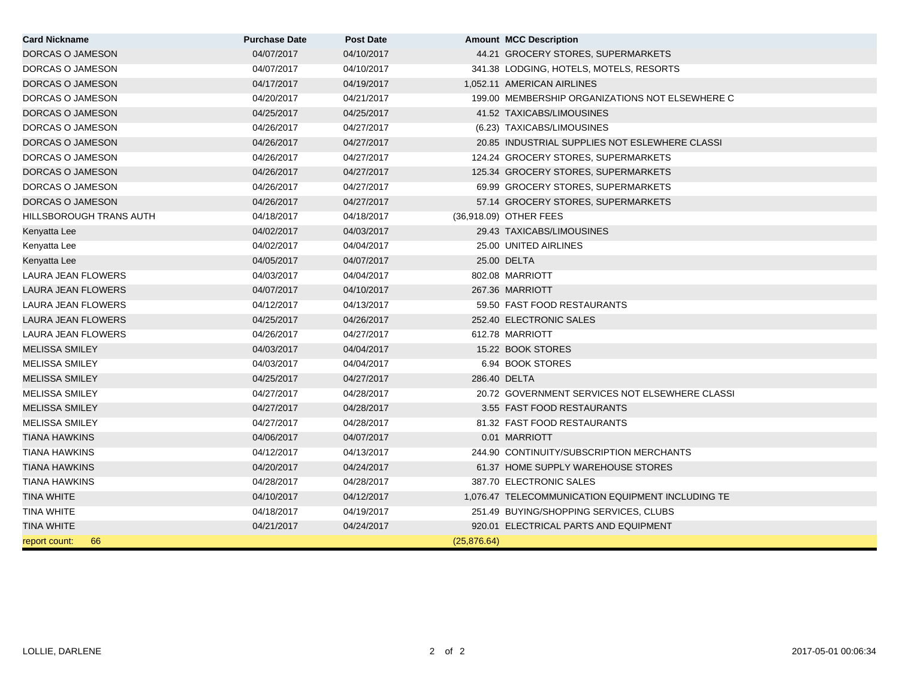| Card Nickname | Purchase Date | Post Date | Amount | MCC Description |
|---|---|---|---|---|
| DORCAS O JAMESON | 04/07/2017 | 04/10/2017 | 44.21 | GROCERY STORES, SUPERMARKETS |
| DORCAS O JAMESON | 04/07/2017 | 04/10/2017 | 341.38 | LODGING, HOTELS, MOTELS, RESORTS |
| DORCAS O JAMESON | 04/17/2017 | 04/19/2017 | 1,052.11 | AMERICAN AIRLINES |
| DORCAS O JAMESON | 04/20/2017 | 04/21/2017 | 199.00 | MEMBERSHIP ORGANIZATIONS NOT ELSEWHERE C |
| DORCAS O JAMESON | 04/25/2017 | 04/25/2017 | 41.52 | TAXICABS/LIMOUSINES |
| DORCAS O JAMESON | 04/26/2017 | 04/27/2017 | (6.23) | TAXICABS/LIMOUSINES |
| DORCAS O JAMESON | 04/26/2017 | 04/27/2017 | 20.85 | INDUSTRIAL SUPPLIES NOT ESLEWHERE CLASSI |
| DORCAS O JAMESON | 04/26/2017 | 04/27/2017 | 124.24 | GROCERY STORES, SUPERMARKETS |
| DORCAS O JAMESON | 04/26/2017 | 04/27/2017 | 125.34 | GROCERY STORES, SUPERMARKETS |
| DORCAS O JAMESON | 04/26/2017 | 04/27/2017 | 69.99 | GROCERY STORES, SUPERMARKETS |
| DORCAS O JAMESON | 04/26/2017 | 04/27/2017 | 57.14 | GROCERY STORES, SUPERMARKETS |
| HILLSBOROUGH TRANS AUTH | 04/18/2017 | 04/18/2017 | (36,918.09) | OTHER FEES |
| Kenyatta Lee | 04/02/2017 | 04/03/2017 | 29.43 | TAXICABS/LIMOUSINES |
| Kenyatta Lee | 04/02/2017 | 04/04/2017 | 25.00 | UNITED AIRLINES |
| Kenyatta Lee | 04/05/2017 | 04/07/2017 | 25.00 | DELTA |
| LAURA JEAN FLOWERS | 04/03/2017 | 04/04/2017 | 802.08 | MARRIOTT |
| LAURA JEAN FLOWERS | 04/07/2017 | 04/10/2017 | 267.36 | MARRIOTT |
| LAURA JEAN FLOWERS | 04/12/2017 | 04/13/2017 | 59.50 | FAST FOOD RESTAURANTS |
| LAURA JEAN FLOWERS | 04/25/2017 | 04/26/2017 | 252.40 | ELECTRONIC SALES |
| LAURA JEAN FLOWERS | 04/26/2017 | 04/27/2017 | 612.78 | MARRIOTT |
| MELISSA SMILEY | 04/03/2017 | 04/04/2017 | 15.22 | BOOK STORES |
| MELISSA SMILEY | 04/03/2017 | 04/04/2017 | 6.94 | BOOK STORES |
| MELISSA SMILEY | 04/25/2017 | 04/27/2017 | 286.40 | DELTA |
| MELISSA SMILEY | 04/27/2017 | 04/28/2017 | 20.72 | GOVERNMENT SERVICES NOT ELSEWHERE CLASSI |
| MELISSA SMILEY | 04/27/2017 | 04/28/2017 | 3.55 | FAST FOOD RESTAURANTS |
| MELISSA SMILEY | 04/27/2017 | 04/28/2017 | 81.32 | FAST FOOD RESTAURANTS |
| TIANA HAWKINS | 04/06/2017 | 04/07/2017 | 0.01 | MARRIOTT |
| TIANA HAWKINS | 04/12/2017 | 04/13/2017 | 244.90 | CONTINUITY/SUBSCRIPTION MERCHANTS |
| TIANA HAWKINS | 04/20/2017 | 04/24/2017 | 61.37 | HOME SUPPLY WAREHOUSE STORES |
| TIANA HAWKINS | 04/28/2017 | 04/28/2017 | 387.70 | ELECTRONIC SALES |
| TINA WHITE | 04/10/2017 | 04/12/2017 | 1,076.47 | TELECOMMUNICATION EQUIPMENT INCLUDING TE |
| TINA WHITE | 04/18/2017 | 04/19/2017 | 251.49 | BUYING/SHOPPING SERVICES, CLUBS |
| TINA WHITE | 04/21/2017 | 04/24/2017 | 920.01 | ELECTRICAL PARTS AND EQUIPMENT |
| report count: 66 | | | (25,876.64) | |

LOLLIE, DARLENE

2017-05-01 00:06:34